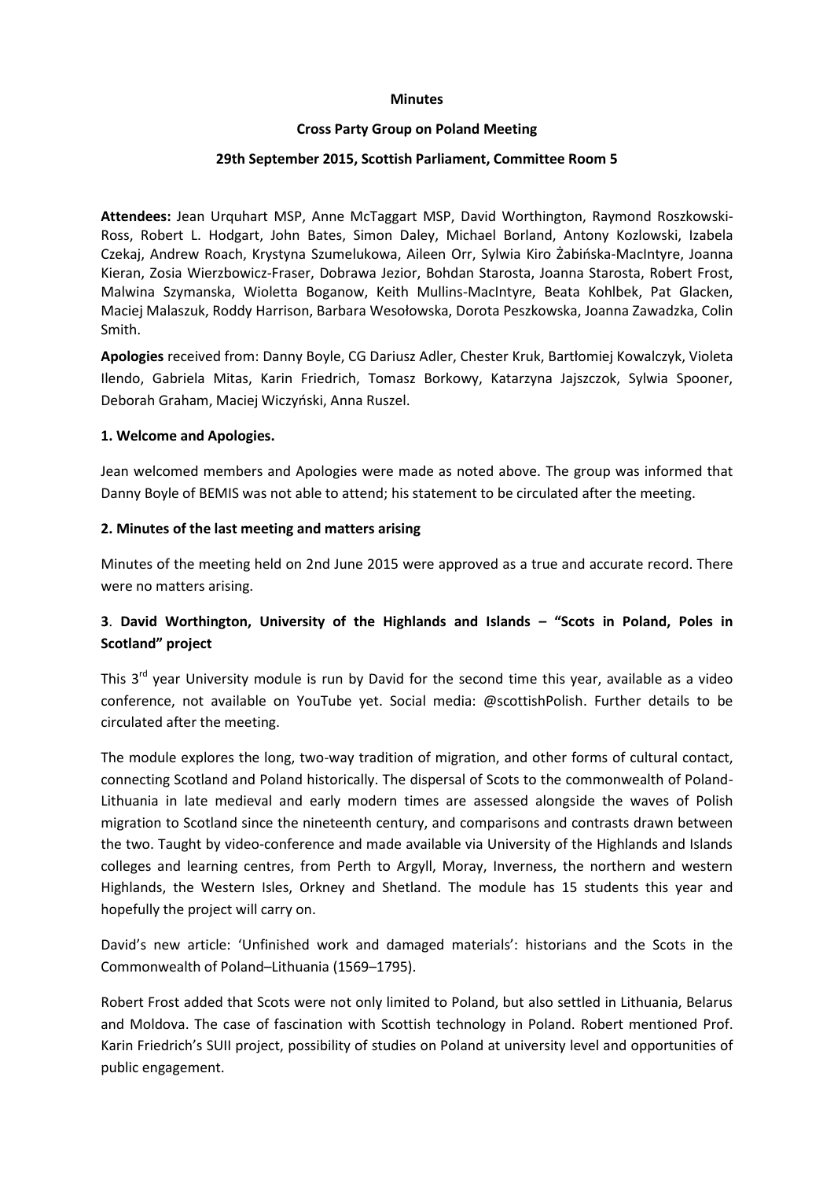**Minutes**

**Cross Party Group on Poland Meeting**

**29th September 2015, Scottish Parliament, Committee Room 5**

**Attendees:** Jean Urquhart MSP, Anne McTaggart MSP, David Worthington, Raymond Roszkowski-Ross, Robert L. Hodgart, John Bates, Simon Daley, Michael Borland, Antony Kozlowski, Izabela Czekaj, Andrew Roach, Krystyna Szumelukowa, Aileen Orr, Sylwia Kiro Żabińska-MacIntyre, Joanna Kieran, Zosia Wierzbowicz-Fraser, Dobrawa Jezior, Bohdan Starosta, Joanna Starosta, Robert Frost, Malwina Szymanska, Wioletta Boganow, Keith Mullins-MacIntyre, Beata Kohlbek, Pat Glacken, Maciej Malaszuk, Roddy Harrison, Barbara Wesołowska, Dorota Peszkowska, Joanna Zawadzka, Colin Smith.

**Apologies** received from: Danny Boyle, CG Dariusz Adler, Chester Kruk, Bartłomiej Kowalczyk, Violeta Ilendo, Gabriela Mitas, Karin Friedrich, Tomasz Borkowy, Katarzyna Jajszczok, Sylwia Spooner, Deborah Graham, Maciej Wiczyński, Anna Ruszel.

**1. Welcome and Apologies.**

Jean welcomed members and Apologies were made as noted above. The group was informed that Danny Boyle of BEMIS was not able to attend; his statement to be circulated after the meeting.

**2. Minutes of the last meeting and matters arising**

Minutes of the meeting held on 2nd June 2015 were approved as a true and accurate record. There were no matters arising.

**3**. **David Worthington, University of the Highlands and Islands – "Scots in Poland, Poles in Scotland" project**

This 3rd year University module is run by David for the second time this year, available as a video conference, not available on YouTube yet. Social media: @scottishPolish. Further details to be circulated after the meeting.

The module explores the long, two-way tradition of migration, and other forms of cultural contact, connecting Scotland and Poland historically. The dispersal of Scots to the commonwealth of Poland-Lithuania in late medieval and early modern times are assessed alongside the waves of Polish migration to Scotland since the nineteenth century, and comparisons and contrasts drawn between the two. Taught by video-conference and made available via University of the Highlands and Islands colleges and learning centres, from Perth to Argyll, Moray, Inverness, the northern and western Highlands, the Western Isles, Orkney and Shetland. The module has 15 students this year and hopefully the project will carry on.

David's new article: 'Unfinished work and damaged materials': historians and the Scots in the Commonwealth of Poland–Lithuania (1569–1795).

Robert Frost added that Scots were not only limited to Poland, but also settled in Lithuania, Belarus and Moldova. The case of fascination with Scottish technology in Poland. Robert mentioned Prof. Karin Friedrich's SUII project, possibility of studies on Poland at university level and opportunities of public engagement.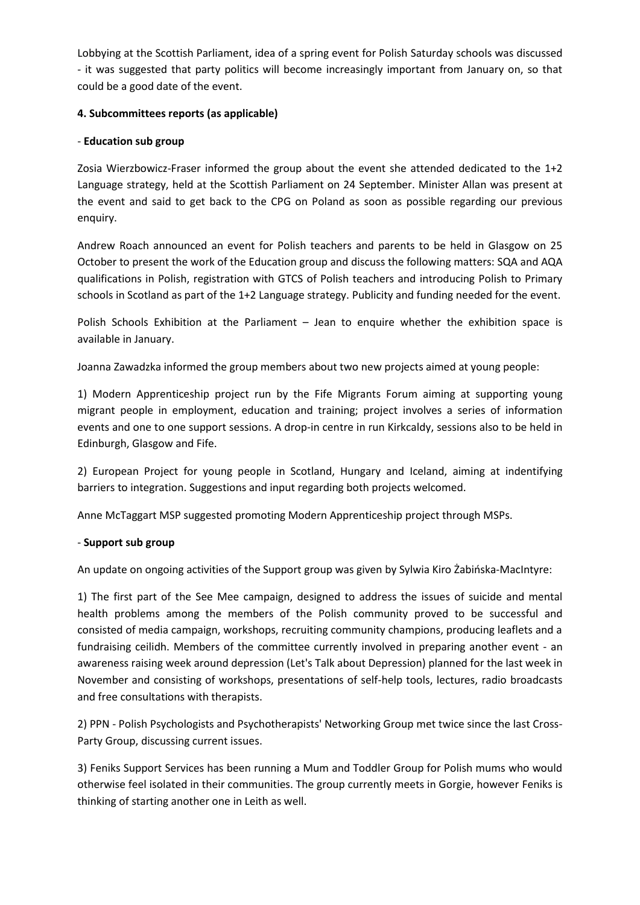Lobbying at the Scottish Parliament, idea of a spring event for Polish Saturday schools was discussed - it was suggested that party politics will become increasingly important from January on, so that could be a good date of the event.

**4. Subcommittees reports (as applicable)**

- **Education sub group**

Zosia Wierzbowicz-Fraser informed the group about the event she attended dedicated to the 1+2 Language strategy, held at the Scottish Parliament on 24 September. Minister Allan was present at the event and said to get back to the CPG on Poland as soon as possible regarding our previous enquiry.

Andrew Roach announced an event for Polish teachers and parents to be held in Glasgow on 25 October to present the work of the Education group and discuss the following matters: SQA and AQA qualifications in Polish, registration with GTCS of Polish teachers and introducing Polish to Primary schools in Scotland as part of the 1+2 Language strategy. Publicity and funding needed for the event.

Polish Schools Exhibition at the Parliament – Jean to enquire whether the exhibition space is available in January.

Joanna Zawadzka informed the group members about two new projects aimed at young people:

1) Modern Apprenticeship project run by the Fife Migrants Forum aiming at supporting young migrant people in employment, education and training; project involves a series of information events and one to one support sessions. A drop-in centre in run Kirkcaldy, sessions also to be held in Edinburgh, Glasgow and Fife.

2) European Project for young people in Scotland, Hungary and Iceland, aiming at indentifying barriers to integration. Suggestions and input regarding both projects welcomed.

Anne McTaggart MSP suggested promoting Modern Apprenticeship project through MSPs.

- **Support sub group**

An update on ongoing activities of the Support group was given by Sylwia Kiro Żabińska-MacIntyre:

1) The first part of the See Mee campaign, designed to address the issues of suicide and mental health problems among the members of the Polish community proved to be successful and consisted of media campaign, workshops, recruiting community champions, producing leaflets and a fundraising ceilidh. Members of the committee currently involved in preparing another event - an awareness raising week around depression (Let's Talk about Depression) planned for the last week in November and consisting of workshops, presentations of self-help tools, lectures, radio broadcasts and free consultations with therapists.

2) PPN - Polish Psychologists and Psychotherapists' Networking Group met twice since the last Cross-Party Group, discussing current issues.

3) Feniks Support Services has been running a Mum and Toddler Group for Polish mums who would otherwise feel isolated in their communities. The group currently meets in Gorgie, however Feniks is thinking of starting another one in Leith as well.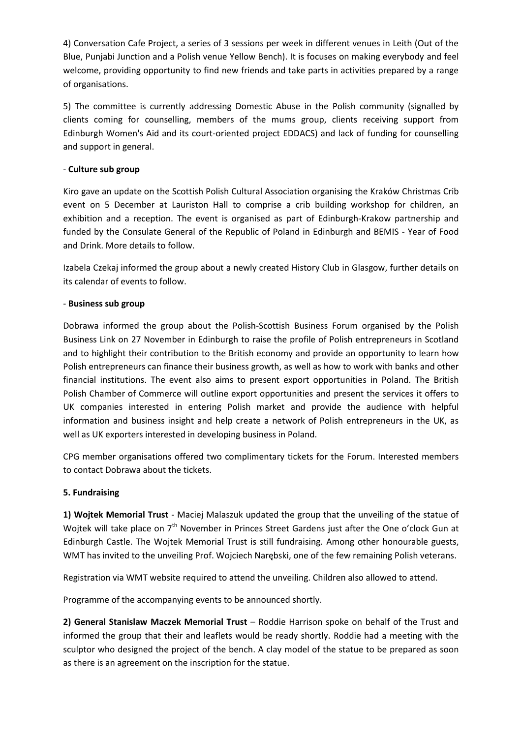4) Conversation Cafe Project, a series of 3 sessions per week in different venues in Leith (Out of the Blue, Punjabi Junction and a Polish venue Yellow Bench). It is focuses on making everybody and feel welcome, providing opportunity to find new friends and take parts in activities prepared by a range of organisations.

5) The committee is currently addressing Domestic Abuse in the Polish community (signalled by clients coming for counselling, members of the mums group, clients receiving support from Edinburgh Women's Aid and its court-oriented project EDDACS) and lack of funding for counselling and support in general.

- **Culture sub group**

Kiro gave an update on the Scottish Polish Cultural Association organising the Kraków Christmas Crib event on 5 December at Lauriston Hall to comprise a crib building workshop for children, an exhibition and a reception. The event is organised as part of Edinburgh-Krakow partnership and funded by the Consulate General of the Republic of Poland in Edinburgh and BEMIS - Year of Food and Drink. More details to follow.

Izabela Czekaj informed the group about a newly created History Club in Glasgow, further details on its calendar of events to follow.

- **Business sub group**

Dobrawa informed the group about the Polish-Scottish Business Forum organised by the Polish Business Link on 27 November in Edinburgh to raise the profile of Polish entrepreneurs in Scotland and to highlight their contribution to the British economy and provide an opportunity to learn how Polish entrepreneurs can finance their business growth, as well as how to work with banks and other financial institutions. The event also aims to present export opportunities in Poland. The British Polish Chamber of Commerce will outline export opportunities and present the services it offers to UK companies interested in entering Polish market and provide the audience with helpful information and business insight and help create a network of Polish entrepreneurs in the UK, as well as UK exporters interested in developing business in Poland.

CPG member organisations offered two complimentary tickets for the Forum. Interested members to contact Dobrawa about the tickets.

**5. Fundraising**

**1) Wojtek Memorial Trust** - Maciej Malaszuk updated the group that the unveiling of the statue of Wojtek will take place on 7th November in Princes Street Gardens just after the One o'clock Gun at Edinburgh Castle. The Wojtek Memorial Trust is still fundraising. Among other honourable guests, WMT has invited to the unveiling Prof. Wojciech Narębski, one of the few remaining Polish veterans.

Registration via WMT website required to attend the unveiling. Children also allowed to attend.

Programme of the accompanying events to be announced shortly.

**2) General Stanislaw Maczek Memorial Trust** – Roddie Harrison spoke on behalf of the Trust and informed the group that their and leaflets would be ready shortly. Roddie had a meeting with the sculptor who designed the project of the bench. A clay model of the statue to be prepared as soon as there is an agreement on the inscription for the statue.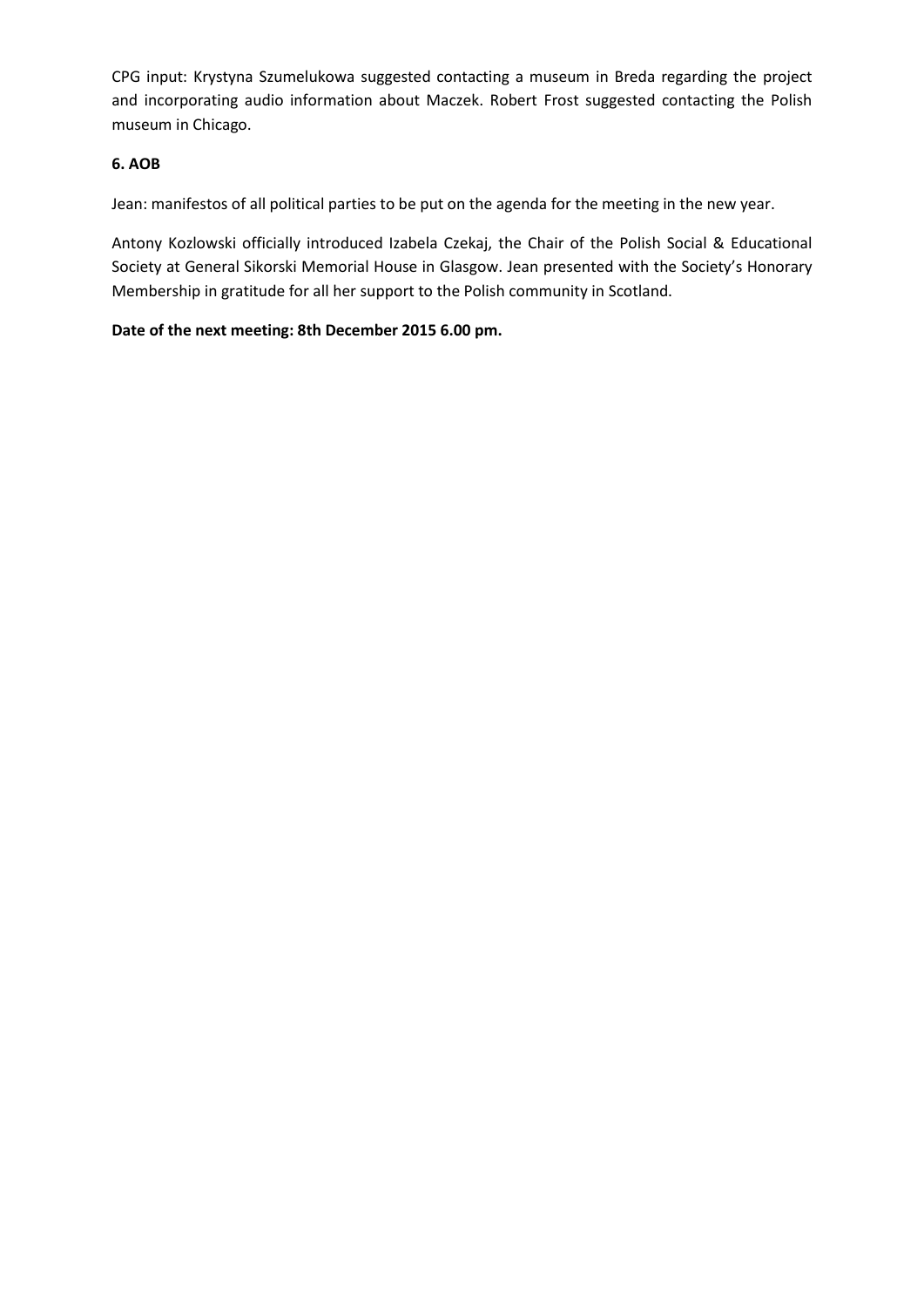CPG input: Krystyna Szumelukowa suggested contacting a museum in Breda regarding the project and incorporating audio information about Maczek. Robert Frost suggested contacting the Polish museum in Chicago.

**6. AOB**

Jean: manifestos of all political parties to be put on the agenda for the meeting in the new year.

Antony Kozlowski officially introduced Izabela Czekaj, the Chair of the Polish Social & Educational Society at General Sikorski Memorial House in Glasgow. Jean presented with the Society's Honorary Membership in gratitude for all her support to the Polish community in Scotland.

**Date of the next meeting: 8th December 2015 6.00 pm.**